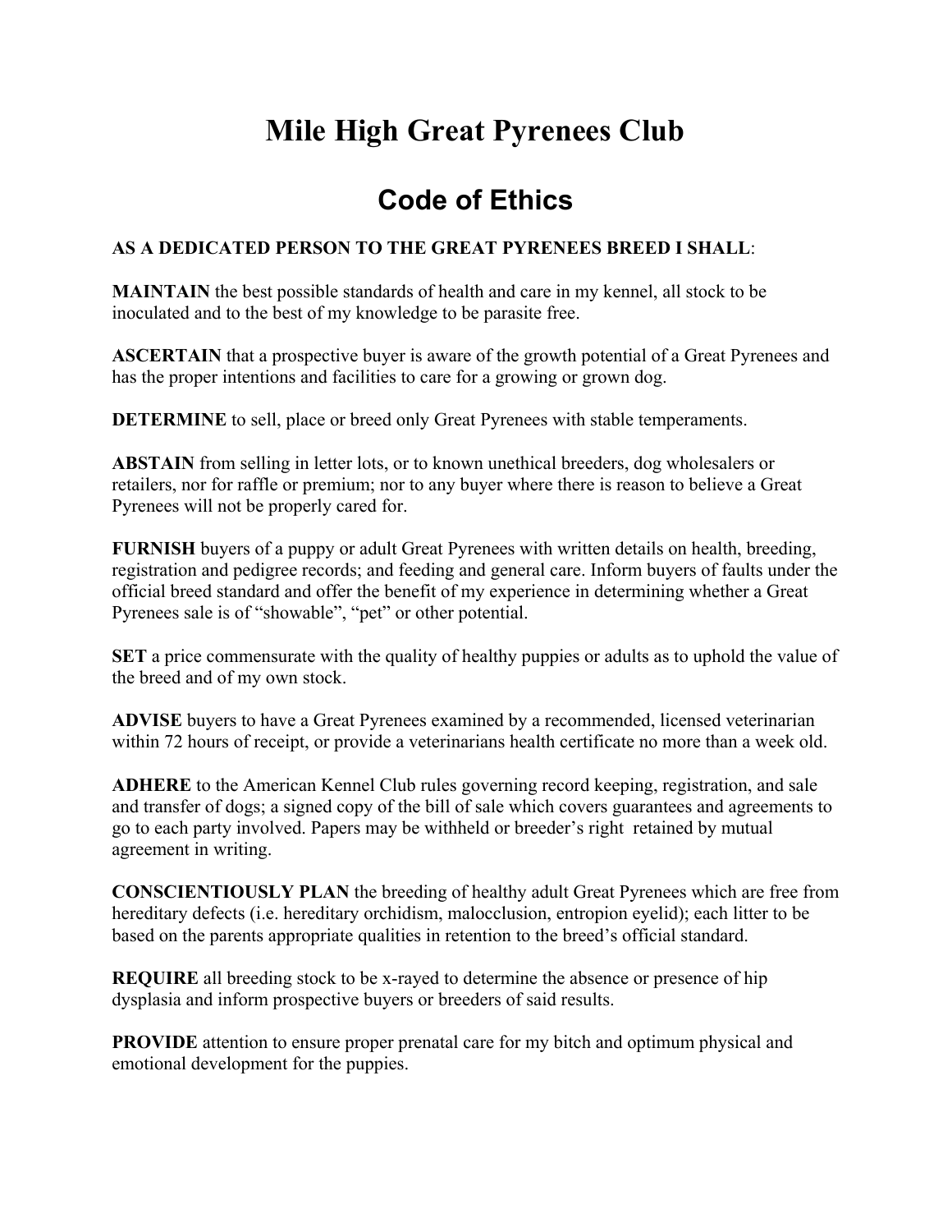# Mile High Great Pyrenees Club

## Code of Ethics

**AS A DEDICATED PERSON TO THE GREAT PYRENEES BREED I SHALL**:

**MAINTAIN** the best possible standards of health and care in my kennel, all stock to be inoculated and to the best of my knowledge to be parasite free.

**ASCERTAIN** that a prospective buyer is aware of the growth potential of a Great Pyrenees and has the proper intentions and facilities to care for a growing or grown dog.

**DETERMINE** to sell, place or breed only Great Pyrenees with stable temperaments.

**ABSTAIN** from selling in letter lots, or to known unethical breeders, dog wholesalers or retailers, nor for raffle or premium; nor to any buyer where there is reason to believe a Great Pyrenees will not be properly cared for.

**FURNISH** buyers of a puppy or adult Great Pyrenees with written details on health, breeding, registration and pedigree records; and feeding and general care. Inform buyers of faults under the official breed standard and offer the benefit of my experience in determining whether a Great Pyrenees sale is of "showable", "pet" or other potential.

**SET** a price commensurate with the quality of healthy puppies or adults as to uphold the value of the breed and of my own stock.

**ADVISE** buyers to have a Great Pyrenees examined by a recommended, licensed veterinarian within 72 hours of receipt, or provide a veterinarians health certificate no more than a week old.

**ADHERE** to the American Kennel Club rules governing record keeping, registration, and sale and transfer of dogs; a signed copy of the bill of sale which covers guarantees and agreements to go to each party involved. Papers may be withheld or breeder's right retained by mutual agreement in writing.

**CONSCIENTIOUSLY PLAN** the breeding of healthy adult Great Pyrenees which are free from hereditary defects (i.e. hereditary orchidism, malocclusion, entropion eyelid); each litter to be based on the parents appropriate qualities in retention to the breed's official standard.

**REQUIRE** all breeding stock to be x-rayed to determine the absence or presence of hip dysplasia and inform prospective buyers or breeders of said results.

**PROVIDE** attention to ensure proper prenatal care for my bitch and optimum physical and emotional development for the puppies.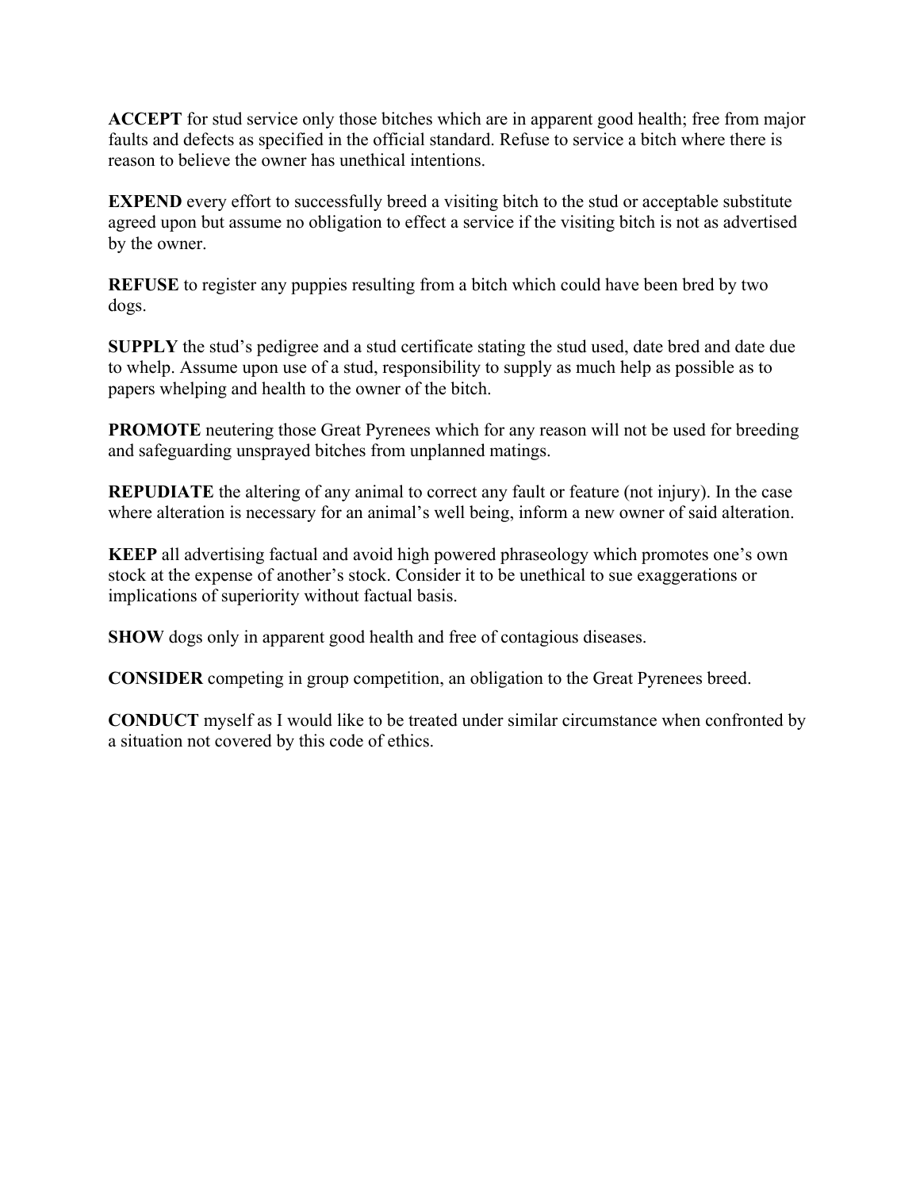**ACCEPT** for stud service only those bitches which are in apparent good health; free from major faults and defects as specified in the official standard. Refuse to service a bitch where there is reason to believe the owner has unethical intentions.

**EXPEND** every effort to successfully breed a visiting bitch to the stud or acceptable substitute agreed upon but assume no obligation to effect a service if the visiting bitch is not as advertised by the owner.

**REFUSE** to register any puppies resulting from a bitch which could have been bred by two dogs.

**SUPPLY** the stud's pedigree and a stud certificate stating the stud used, date bred and date due to whelp. Assume upon use of a stud, responsibility to supply as much help as possible as to papers whelping and health to the owner of the bitch.

**PROMOTE** neutering those Great Pyrenees which for any reason will not be used for breeding and safeguarding unsprayed bitches from unplanned matings.

**REPUDIATE** the altering of any animal to correct any fault or feature (not injury). In the case where alteration is necessary for an animal's well being, inform a new owner of said alteration.

**KEEP** all advertising factual and avoid high powered phraseology which promotes one's own stock at the expense of another's stock. Consider it to be unethical to sue exaggerations or implications of superiority without factual basis.

**SHOW** dogs only in apparent good health and free of contagious diseases.

**CONSIDER** competing in group competition, an obligation to the Great Pyrenees breed.

**CONDUCT** myself as I would like to be treated under similar circumstance when confronted by a situation not covered by this code of ethics.